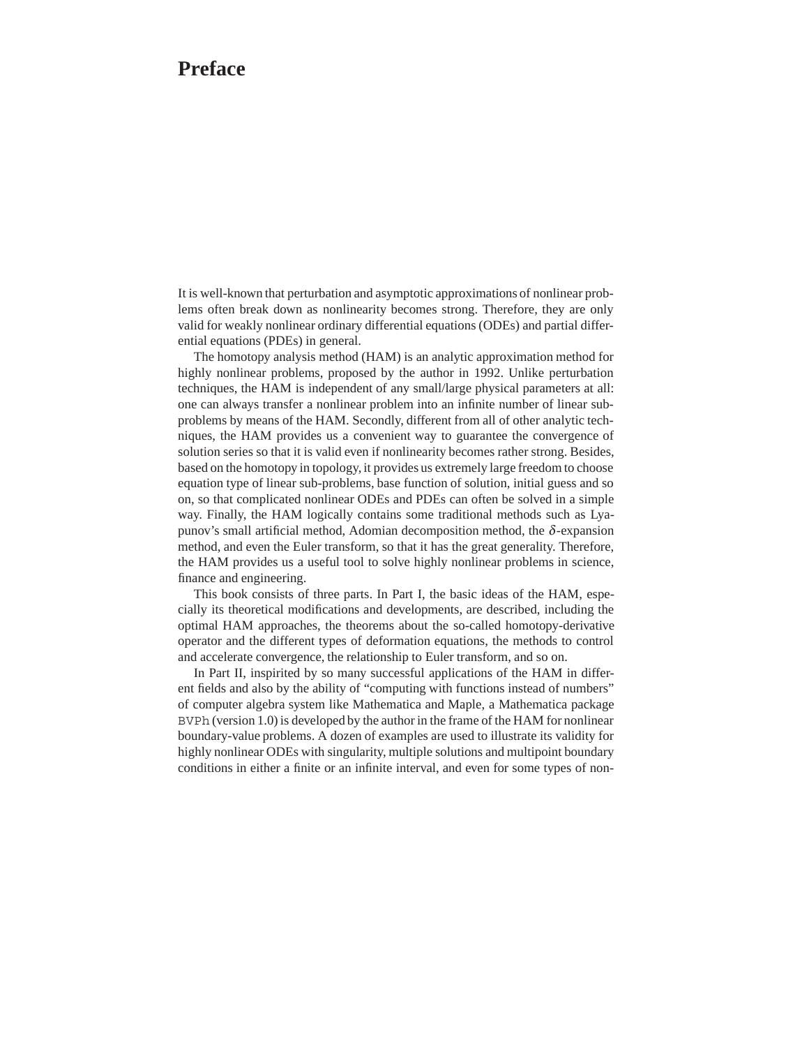# Preface

It is well-known that perturbation and asymptotic approximations of nonlinear problems often break down as nonlinearity becomes strong. Therefore, they are only valid for weakly nonlinear ordinary differential equations (ODEs) and partial differential equations (PDEs) in general.

The homotopy analysis method (HAM) is an analytic approximation method for highly nonlinear problems, proposed by the author in 1992. Unlike perturbation techniques, the HAM is independent of any small/large physical parameters at all: one can always transfer a nonlinear problem into an infinite number of linear sub-problems by means of the HAM. Secondly, different from all of other analytic techniques, the HAM provides us a convenient way to guarantee the convergence of solution series so that it is valid even if nonlinearity becomes rather strong. Besides, based on the homotopy in topology, it provides us extremely large freedom to choose equation type of linear sub-problems, base function of solution, initial guess and so on, so that complicated nonlinear ODEs and PDEs can often be solved in a simple way. Finally, the HAM logically contains some traditional methods such as Lyapunov's small artificial method, Adomian decomposition method, the $\delta$-expansion method, and even the Euler transform, so that it has the great generality. Therefore, the HAM provides us a useful tool to solve highly nonlinear problems in science, finance and engineering.

This book consists of three parts. In Part I, the basic ideas of the HAM, especially its theoretical modifications and developments, are described, including the optimal HAM approaches, the theorems about the so-called homotopy-derivative operator and the different types of deformation equations, the methods to control and accelerate convergence, the relationship to Euler transform, and so on.

In Part II, inspirited by so many successful applications of the HAM in different fields and also by the ability of "computing with functions instead of numbers" of computer algebra system like Mathematica and Maple, a Mathematica package `BVPh` (version 1.0) is developed by the author in the frame of the HAM for nonlinear boundary-value problems. A dozen of examples are used to illustrate its validity for highly nonlinear ODEs with singularity, multiple solutions and multipoint boundary conditions in either a finite or an infinite interval, and even for some types of non-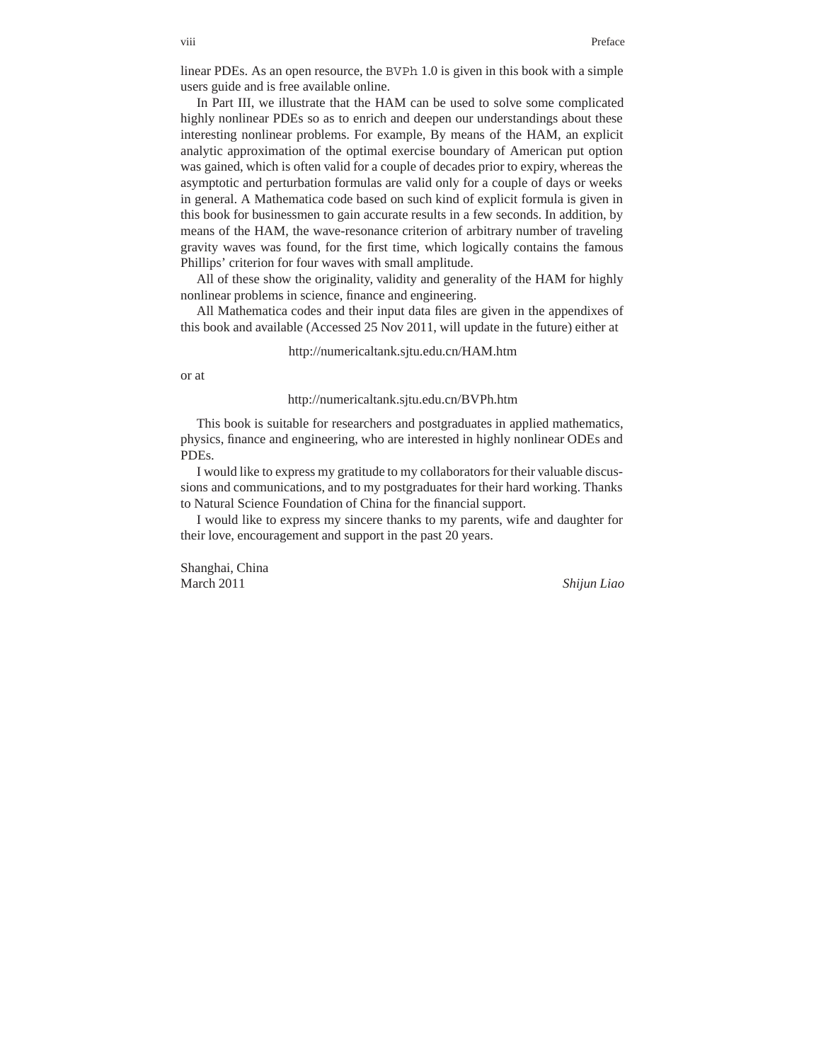linear PDEs. As an open resource, the `BVPh` 1.0 is given in this book with a simple users guide and is free available online.

In Part III, we illustrate that the HAM can be used to solve some complicated highly nonlinear PDEs so as to enrich and deepen our understandings about these interesting nonlinear problems. For example, By means of the HAM, an explicit analytic approximation of the optimal exercise boundary of American put option was gained, which is often valid for a couple of decades prior to expiry, whereas the asymptotic and perturbation formulas are valid only for a couple of days or weeks in general. A Mathematica code based on such kind of explicit formula is given in this book for businessmen to gain accurate results in a few seconds. In addition, by means of the HAM, the wave-resonance criterion of arbitrary number of traveling gravity waves was found, for the first time, which logically contains the famous Phillips' criterion for four waves with small amplitude.

All of these show the originality, validity and generality of the HAM for highly nonlinear problems in science, finance and engineering.

All Mathematica codes and their input data files are given in the appendixes of this book and available (Accessed 25 Nov 2011, will update in the future) either at

http://numericaltank.sjtu.edu.cn/HAM.htm

or at

http://numericaltank.sjtu.edu.cn/BVPh.htm

This book is suitable for researchers and postgraduates in applied mathematics, physics, finance and engineering, who are interested in highly nonlinear ODEs and PDEs.

I would like to express my gratitude to my collaborators for their valuable discussions and communications, and to my postgraduates for their hard working. Thanks to Natural Science Foundation of China for the financial support.

I would like to express my sincere thanks to my parents, wife and daughter for their love, encouragement and support in the past 20 years.

Shanghai, China
March 2011

*Shijun Liao*